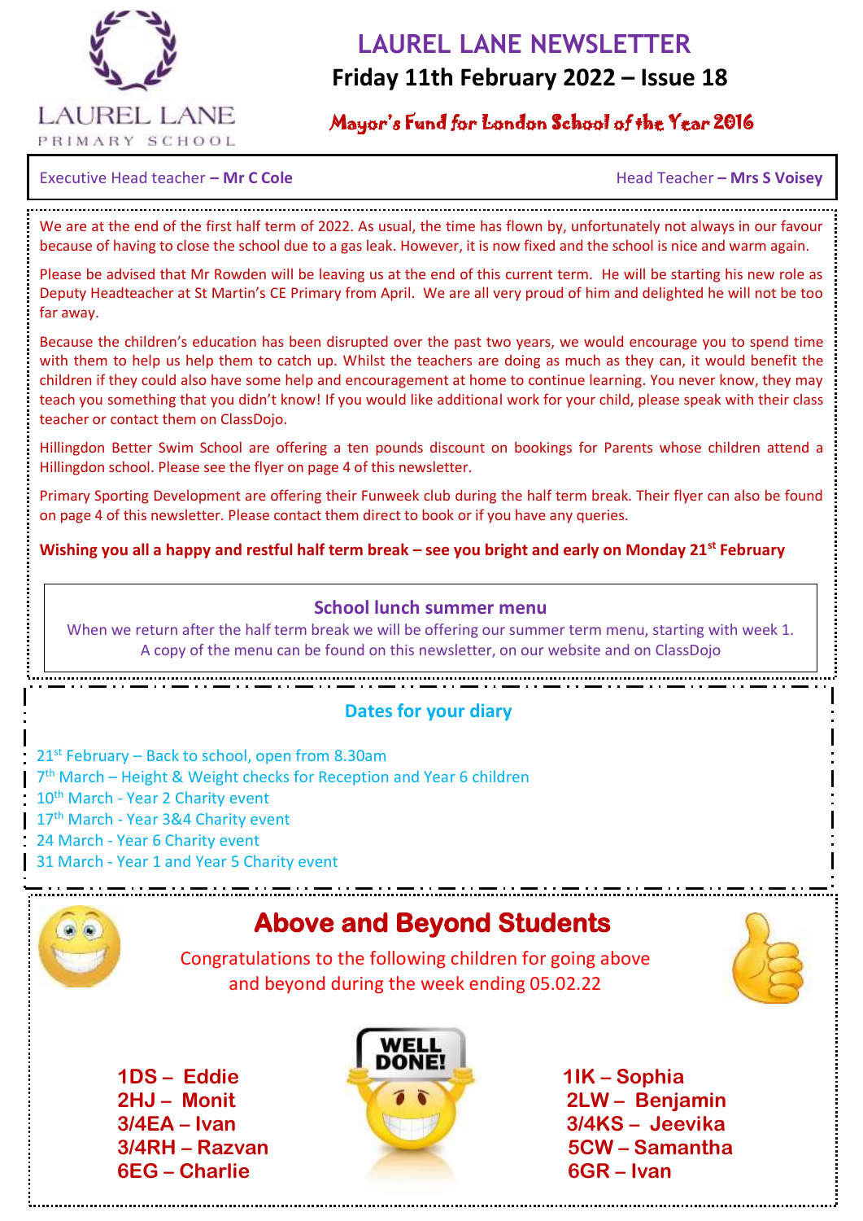LAUREL LANE PRIMARY SCHOOL

# LAUREL LANE NEWSLETTER

## Friday 11th February 2022 – Issue 18

Mayor's Fund for London School of the Year 2016

Executive Head teacher – **Mr C Cole**

Head Teacher – **Mrs S Voisey**

We are at the end of the first half term of 2022. As usual, the time has flown by, unfortunately not always in our favour because of having to close the school due to a gas leak. However, it is now fixed and the school is nice and warm again.

Please be advised that Mr Rowden will be leaving us at the end of this current term. He will be starting his new role as Deputy Headteacher at St Martin's CE Primary from April. We are all very proud of him and delighted he will not be too far away.

Because the children's education has been disrupted over the past two years, we would encourage you to spend time with them to help us help them to catch up. Whilst the teachers are doing as much as they can, it would benefit the children if they could also have some help and encouragement at home to continue learning. You never know, they may teach you something that you didn't know! If you would like additional work for your child, please speak with their class teacher or contact them on ClassDojo.

Hillingdon Better Swim School are offering a ten pounds discount on bookings for Parents whose children attend a Hillingdon school. Please see the flyer on page 4 of this newsletter.

Primary Sporting Development are offering their Funweek club during the half term break. Their flyer can also be found on page 4 of this newsletter. Please contact them direct to book or if you have any queries.

**Wishing you all a happy and restful half term break – see you bright and early on Monday 21st February**

### School lunch summer menu

When we return after the half term break we will be offering our summer term menu, starting with week 1. A copy of the menu can be found on this newsletter, on our website and on ClassDojo

### Dates for your diary

- 21st February – Back to school, open from 8.30am
- 7th March – Height & Weight checks for Reception and Year 6 children
- 10th March - Year 2 Charity event
- 17th March - Year 3&4 Charity event
- 24 March - Year 6 Charity event
- 31 March - Year 1 and Year 5 Charity event

## Above and Beyond Students

Congratulations to the following children for going above and beyond during the week ending 05.02.22

**1DS – Eddie**
**2HJ – Monit**
**3/4EA – Ivan**
**3/4RH – Razvan**
**6EG – Charlie**

**1IK – Sophia**
**2LW – Benjamin**
**3/4KS – Jeevika**
**5CW – Samantha**
**6GR – Ivan**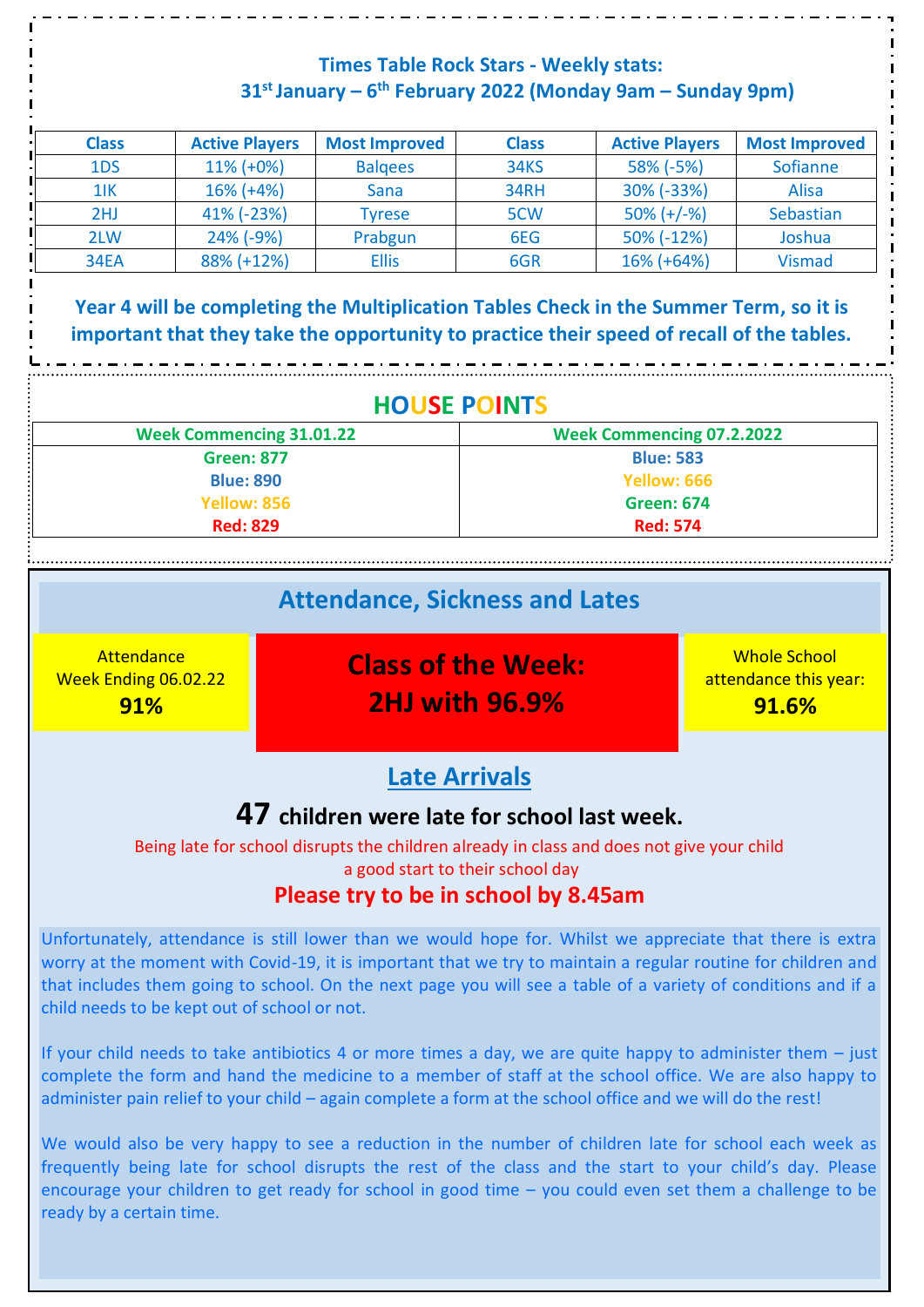## Times Table Rock Stars - Weekly stats: 31st January – 6th February 2022 (Monday 9am – Sunday 9pm)

| Class | Active Players | Most Improved | Class | Active Players | Most Improved |
|---|---|---|---|---|---|
| 1DS | 11% (+0%) | Balqees | 34KS | 58% (-5%) | Sofianne |
| 1IK | 16% (+4%) | Sana | 34RH | 30% (-33%) | Alisa |
| 2HJ | 41% (-23%) | Tyrese | 5CW | 50% (+/-%) | Sebastian |
| 2LW | 24% (-9%) | Prabgun | 6EG | 50% (-12%) | Joshua |
| 34EA | 88% (+12%) | Ellis | 6GR | 16% (+64%) | Vismad |

**Year 4 will be completing the Multiplication Tables Check in the Summer Term, so it is important that they take the opportunity to practice their speed of recall of the tables.**

## HOUSE POINTS

| Week Commencing 31.01.22 | Week Commencing 07.2.2022 |
|---|---|
| Green: 877 | Blue: 583 |
| Blue: 890 | Yellow: 666 |
| Yellow: 856 | Green: 674 |
| Red: 829 | Red: 574 |

## Attendance, Sickness and Lates

Attendance Week Ending 06.02.22
**91%**

**Class of the Week: 2HJ with 96.9%**

Whole School attendance this year:
**91.6%**

### Late Arrivals

**47 children were late for school last week.**

Being late for school disrupts the children already in class and does not give your child a good start to their school day

**Please try to be in school by 8.45am**

Unfortunately, attendance is still lower than we would hope for. Whilst we appreciate that there is extra worry at the moment with Covid-19, it is important that we try to maintain a regular routine for children and that includes them going to school. On the next page you will see a table of a variety of conditions and if a child needs to be kept out of school or not.

If your child needs to take antibiotics 4 or more times a day, we are quite happy to administer them – just complete the form and hand the medicine to a member of staff at the school office. We are also happy to administer pain relief to your child – again complete a form at the school office and we will do the rest!

We would also be very happy to see a reduction in the number of children late for school each week as frequently being late for school disrupts the rest of the class and the start to your child's day. Please encourage your children to get ready for school in good time – you could even set them a challenge to be ready by a certain time.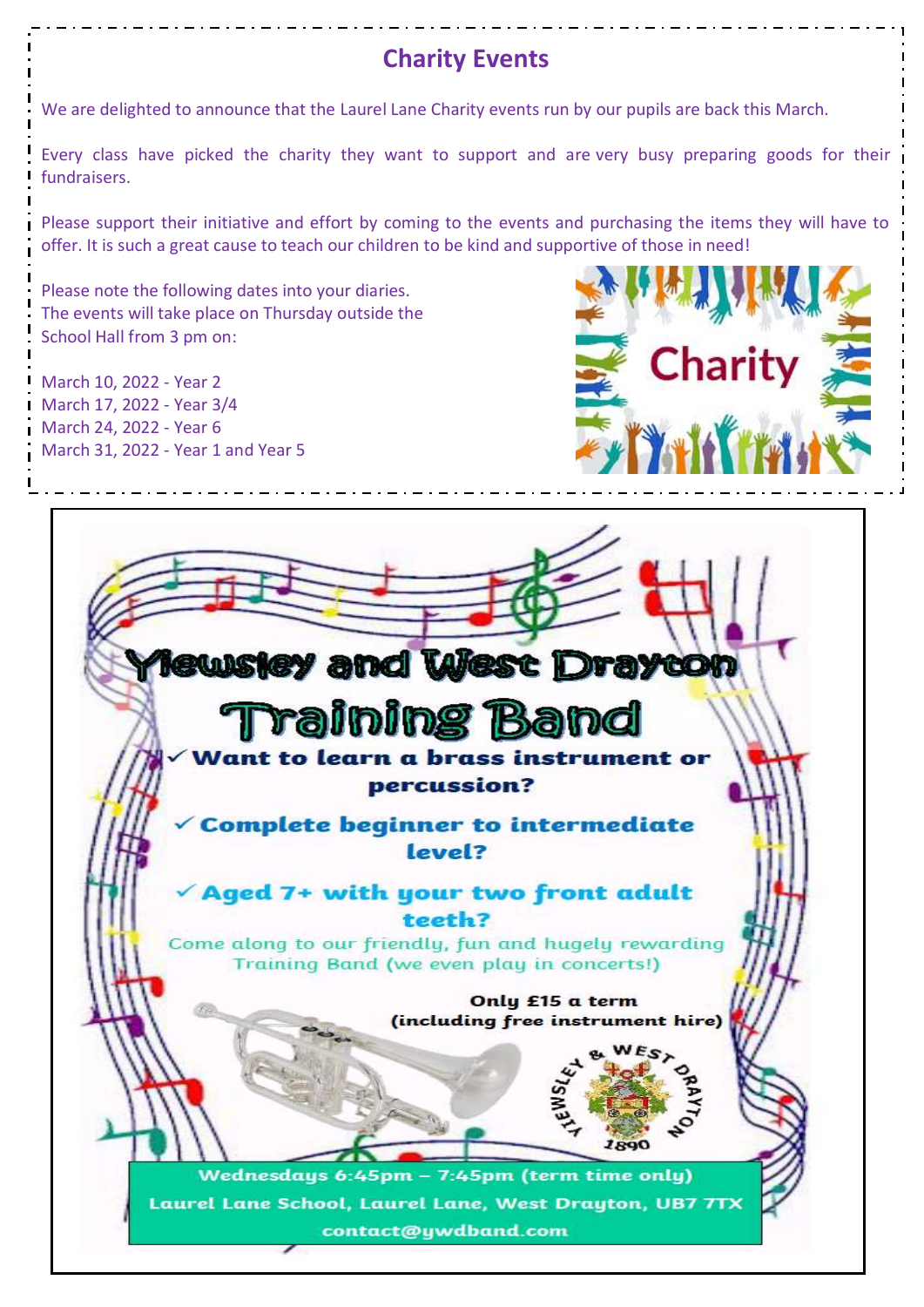## Charity Events

We are delighted to announce that the Laurel Lane Charity events run by our pupils are back this March.

Every class have picked the charity they want to support and are very busy preparing goods for their fundraisers.

Please support their initiative and effort by coming to the events and purchasing the items they will have to offer. It is such a great cause to teach our children to be kind and supportive of those in need!

Please note the following dates into your diaries.
The events will take place on Thursday outside the School Hall from 3 pm on:

March 10, 2022 - Year 2
March 17, 2022 - Year 3/4
March 24, 2022 - Year 6
March 31, 2022 - Year 1 and Year 5

# Yiewsley and West Drayton Training Band

- ✓ Want to learn a brass instrument or percussion?
- ✓ Complete beginner to intermediate level?
- ✓ Aged 7+ with your two front adult teeth?

Come along to our friendly, fun and hugely rewarding Training Band (we even play in concerts!)

**Only £15 a term (including free instrument hire)**

**Wednesdays 6:45pm – 7:45pm (term time only)**
**Laurel Lane School, Laurel Lane, West Drayton, UB7 7TX**
**contact@ywdband.com**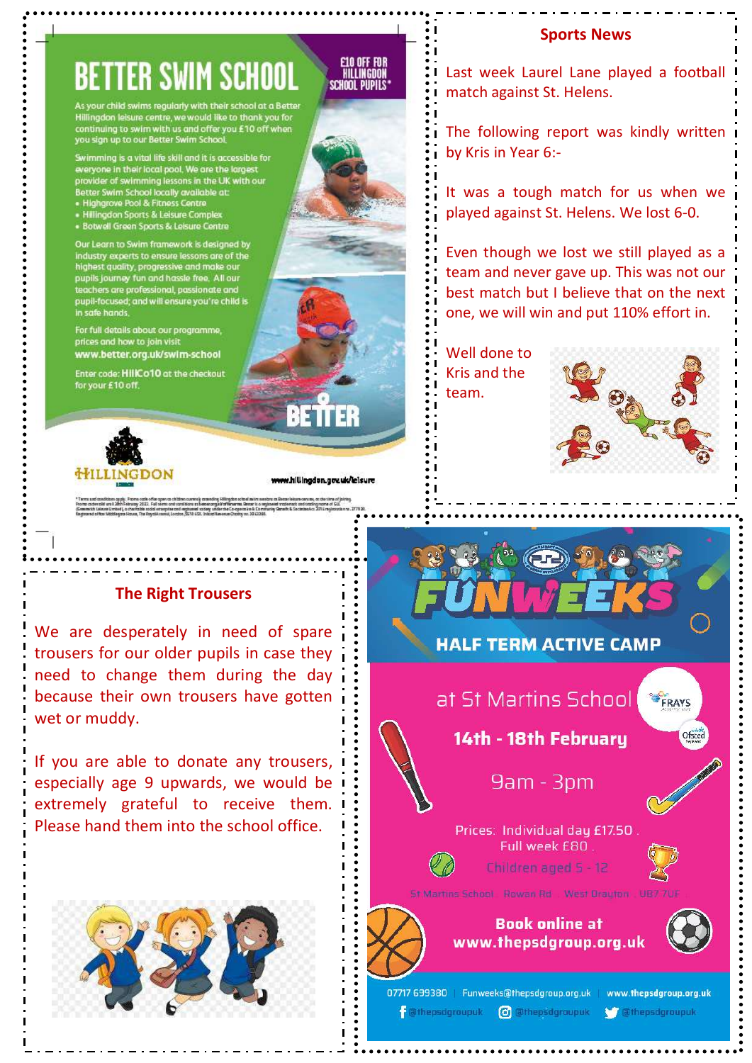# BETTER SWIM SCHOOL

£10 OFF FOR HILLINGDON SCHOOL PUPILS*

As your child swims regularly with their school at a Better Hillingdon leisure centre, we would like to thank you for continuing to swim with us and offer you £10 off when you sign up to our Better Swim School.

Swimming is a vital life skill and it is accessible for everyone in their local pool. We are the largest provider of swimming lessons in the UK with our Better Swim School locally available at:

- Highgrove Pool & Fitness Centre
- Hillingdon Sports & Leisure Complex
- Botwell Green Sports & Leisure Centre

Our Learn to Swim framework is designed by industry experts to ensure lessons are of the highest quality, progressive and make our pupils journey fun and hassle free. All our teachers are professional, passionate and pupil-focused; and will ensure you're child is in safe hands.

For full details about our programme, prices and how to join visit **www.better.org.uk/swim-school**

Enter code: **HillCo10** at the checkout for your £10 off.

BETTER

HILLINGDON

www.hillingdon.gov.uk/leisure

## Sports News

Last week Laurel Lane played a football match against St. Helens.

The following report was kindly written by Kris in Year 6:-

It was a tough match for us when we played against St. Helens. We lost 6-0.

Even though we lost we still played as a team and never gave up. This was not our best match but I believe that on the next one, we will win and put 110% effort in.

Well done to Kris and the team.

## The Right Trousers

We are desperately in need of spare trousers for our older pupils in case they need to change them during the day because their own trousers have gotten wet or muddy.

If you are able to donate any trousers, especially age 9 upwards, we would be extremely grateful to receive them. Please hand them into the school office.

# FUNWEEKS

## HALF TERM ACTIVE CAMP

at St Martins School

**14th - 18th February**

9am - 3pm

Prices: Individual day £17.50 . Full week £80 .

Children aged 5 - 12

St Martins School . Rowan Rd . West Drayton . UB7 7UF

**Book online at www.thepsdgroup.org.uk**

07717 699380 | Funweeks@thepsdgroup.org.uk | www.thepsdgroup.org.uk

@thepsdgroupuk | @thepsdgroupuk | @thepsdgroupuk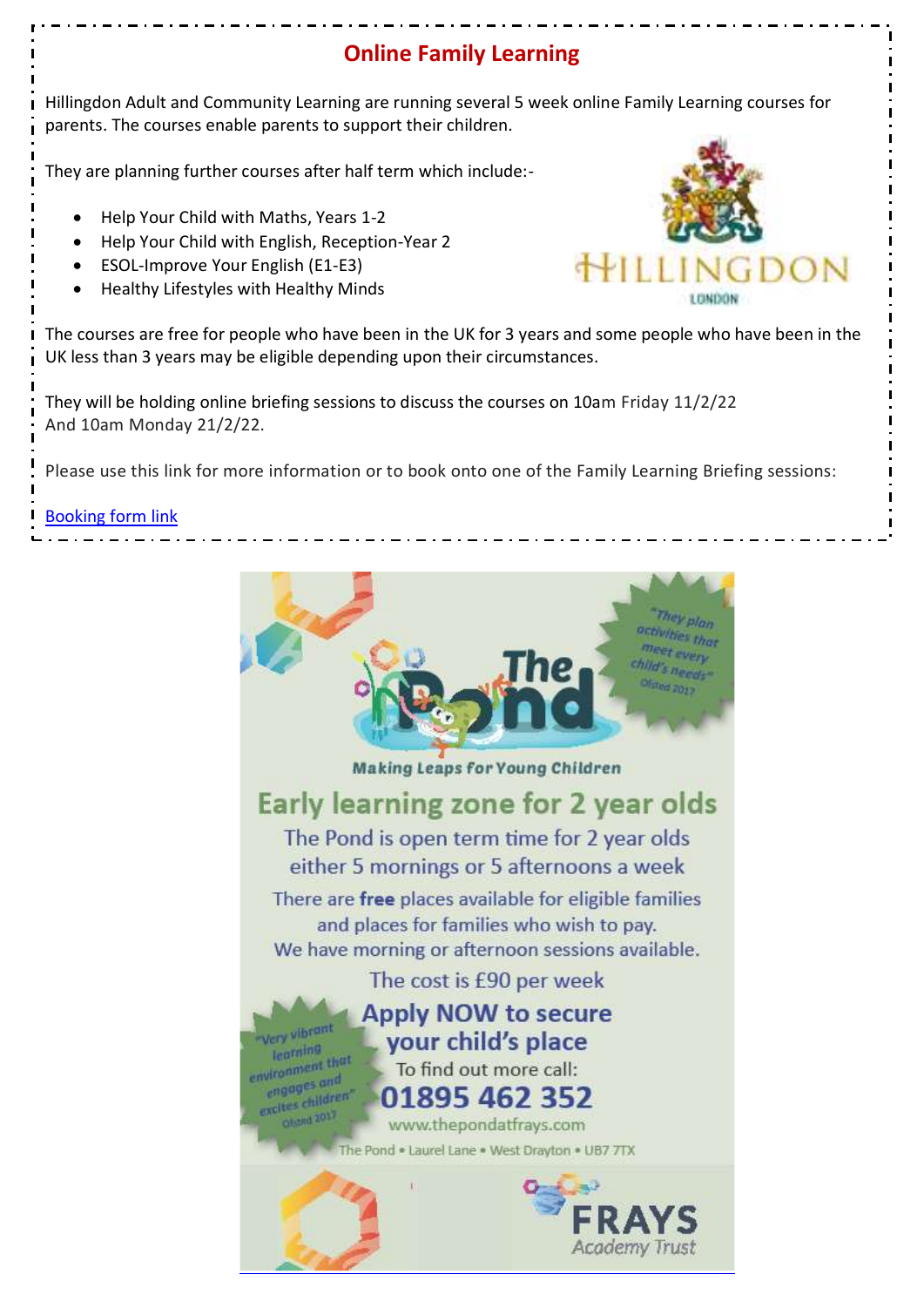## Online Family Learning

Hillingdon Adult and Community Learning are running several 5 week online Family Learning courses for parents. The courses enable parents to support their children.

They are planning further courses after half term which include:-

- Help Your Child with Maths, Years 1-2
- Help Your Child with English, Reception-Year 2
- ESOL-Improve Your English (E1-E3)
- Healthy Lifestyles with Healthy Minds

HILLINGDON
LONDON

The courses are free for people who have been in the UK for 3 years and some people who have been in the UK less than 3 years may be eligible depending upon their circumstances.

They will be holding online briefing sessions to discuss the courses on 10am Friday 11/2/22
And 10am Monday 21/2/22.

Please use this link for more information or to book onto one of the Family Learning Briefing sessions:

[Booking form link]

The Pond

"They plan activities that meet every child's needs" Ofsted 2017

**Making Leaps for Young Children**

## Early learning zone for 2 year olds

The Pond is open term time for 2 year olds either 5 mornings or 5 afternoons a week

There are **free** places available for eligible families and places for families who wish to pay.
We have morning or afternoon sessions available.

The cost is £90 per week

**Apply NOW to secure your child's place**

To find out more call:

**01895 462 352**

www.thepondatfrays.com

"Very vibrant learning environment that engages and excites children" Ofsted 2017

The Pond • Laurel Lane • West Drayton • UB7 7TX

FRAYS Academy Trust